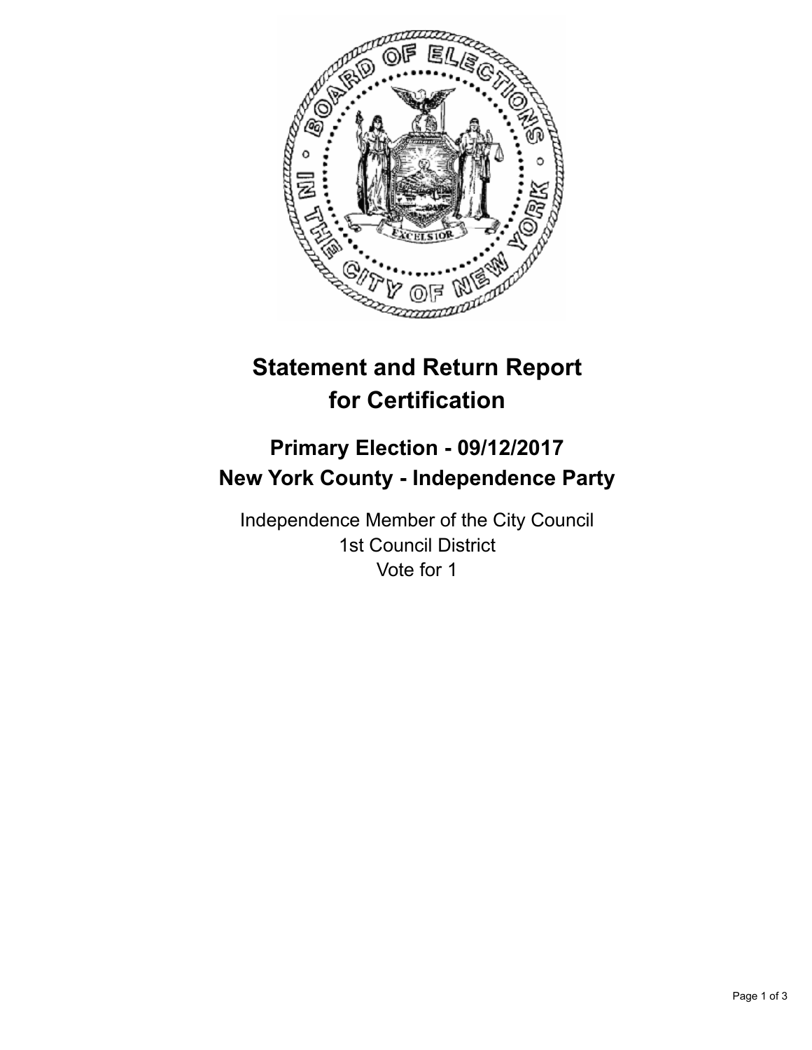# Statement and Return Report for Certification

## Primary Election - 09/12/2017
## New York County - Independence Party

Independence Member of the City Council
1st Council District
Vote for 1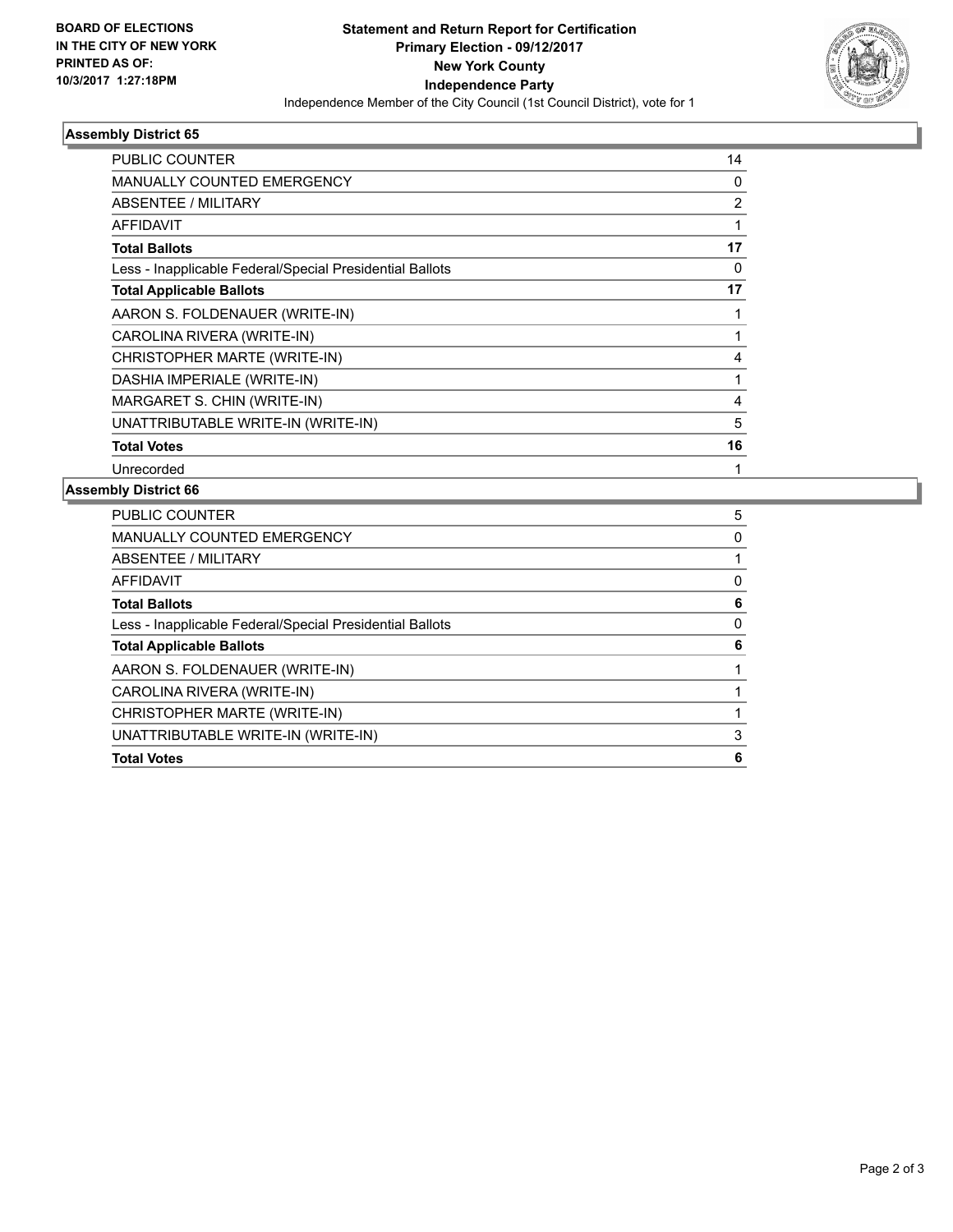**BOARD OF ELECTIONS IN THE CITY OF NEW YORK PRINTED AS OF: 10/3/2017 1:27:18PM**

# Statement and Return Report for Certification
## Primary Election - 09/12/2017
## New York County
## Independence Party

Independence Member of the City Council (1st Council District), vote for 1

### Assembly District 65

| | |
|---|---|
| PUBLIC COUNTER | 14 |
| MANUALLY COUNTED EMERGENCY | 0 |
| ABSENTEE / MILITARY | 2 |
| AFFIDAVIT | 1 |
| **Total Ballots** | **17** |
| Less - Inapplicable Federal/Special Presidential Ballots | 0 |
| **Total Applicable Ballots** | **17** |
| AARON S. FOLDENAUER (WRITE-IN) | 1 |
| CAROLINA RIVERA (WRITE-IN) | 1 |
| CHRISTOPHER MARTE (WRITE-IN) | 4 |
| DASHIA IMPERIALE (WRITE-IN) | 1 |
| MARGARET S. CHIN (WRITE-IN) | 4 |
| UNATTRIBUTABLE WRITE-IN (WRITE-IN) | 5 |
| **Total Votes** | **16** |
| Unrecorded | 1 |

### Assembly District 66

| | |
|---|---|
| PUBLIC COUNTER | 5 |
| MANUALLY COUNTED EMERGENCY | 0 |
| ABSENTEE / MILITARY | 1 |
| AFFIDAVIT | 0 |
| **Total Ballots** | **6** |
| Less - Inapplicable Federal/Special Presidential Ballots | 0 |
| **Total Applicable Ballots** | **6** |
| AARON S. FOLDENAUER (WRITE-IN) | 1 |
| CAROLINA RIVERA (WRITE-IN) | 1 |
| CHRISTOPHER MARTE (WRITE-IN) | 1 |
| UNATTRIBUTABLE WRITE-IN (WRITE-IN) | 3 |
| **Total Votes** | **6** |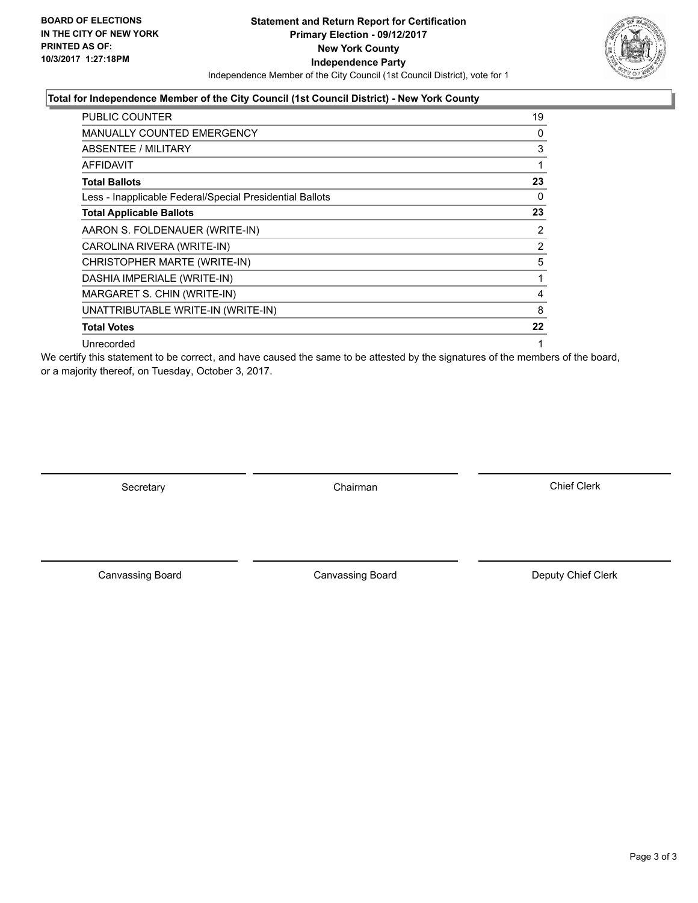**BOARD OF ELECTIONS IN THE CITY OF NEW YORK PRINTED AS OF: 10/3/2017 1:27:18PM**

**Statement and Return Report for Certification**
**Primary Election - 09/12/2017**
**New York County**
**Independence Party**
Independence Member of the City Council (1st Council District), vote for 1

**Total for Independence Member of the City Council (1st Council District) - New York County**

| | |
|---|---|
| PUBLIC COUNTER | 19 |
| MANUALLY COUNTED EMERGENCY | 0 |
| ABSENTEE / MILITARY | 3 |
| AFFIDAVIT | 1 |
| **Total Ballots** | **23** |
| Less - Inapplicable Federal/Special Presidential Ballots | 0 |
| **Total Applicable Ballots** | **23** |
| AARON S. FOLDENAUER (WRITE-IN) | 2 |
| CAROLINA RIVERA (WRITE-IN) | 2 |
| CHRISTOPHER MARTE (WRITE-IN) | 5 |
| DASHIA IMPERIALE (WRITE-IN) | 1 |
| MARGARET S. CHIN (WRITE-IN) | 4 |
| UNATTRIBUTABLE WRITE-IN (WRITE-IN) | 8 |
| **Total Votes** | **22** |
| Unrecorded | 1 |

We certify this statement to be correct, and have caused the same to be attested by the signatures of the members of the board, or a majority thereof, on Tuesday, October 3, 2017.

Secretary

Chairman

Chief Clerk

Canvassing Board

Canvassing Board

Deputy Chief Clerk